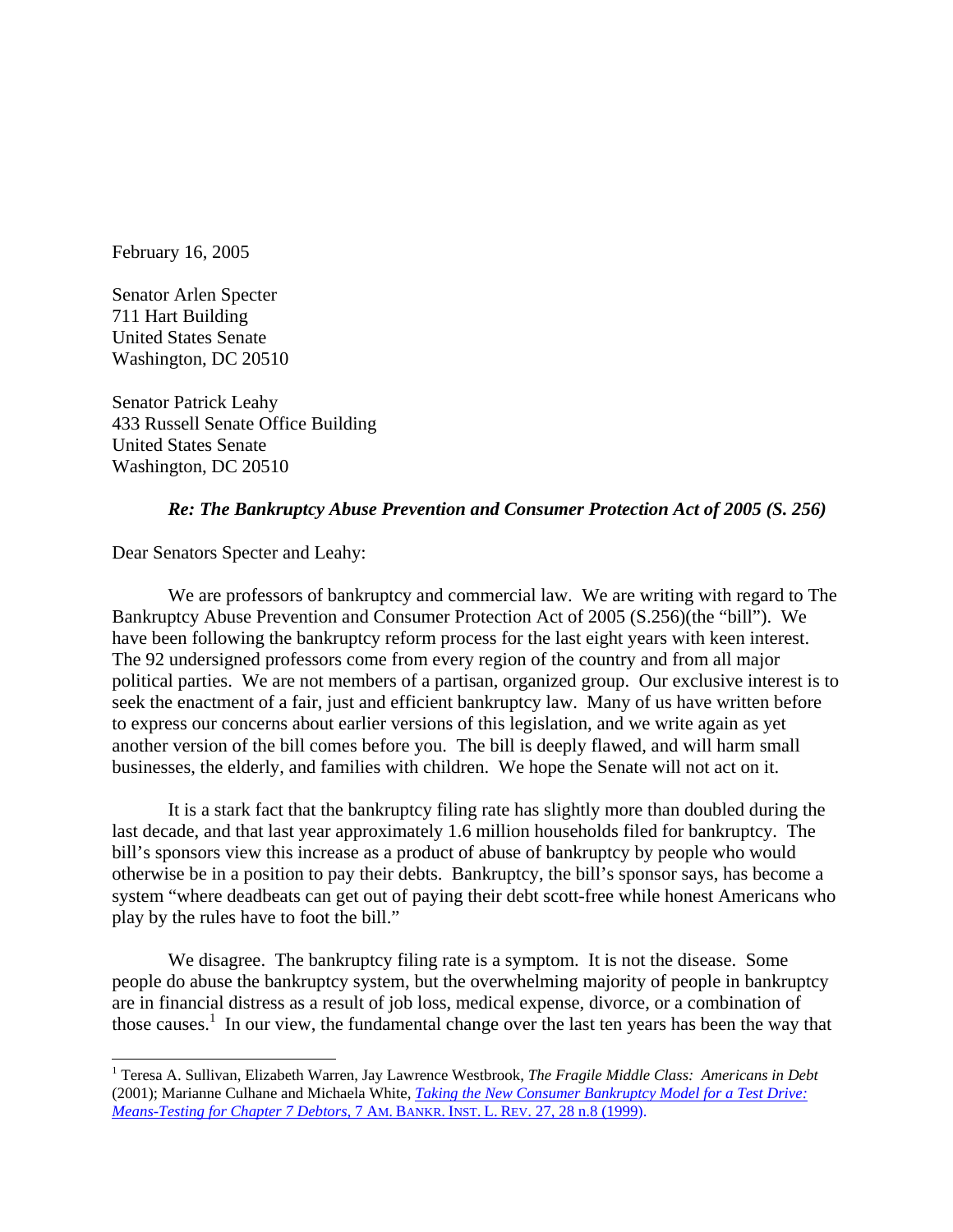February 16, 2005

Senator Arlen Specter
711 Hart Building
United States Senate
Washington, DC 20510

Senator Patrick Leahy
433 Russell Senate Office Building
United States Senate
Washington, DC 20510

***Re: The Bankruptcy Abuse Prevention and Consumer Protection Act of 2005 (S. 256)***

Dear Senators Specter and Leahy:

We are professors of bankruptcy and commercial law. We are writing with regard to The Bankruptcy Abuse Prevention and Consumer Protection Act of 2005 (S.256)(the "bill"). We have been following the bankruptcy reform process for the last eight years with keen interest. The 92 undersigned professors come from every region of the country and from all major political parties. We are not members of a partisan, organized group. Our exclusive interest is to seek the enactment of a fair, just and efficient bankruptcy law. Many of us have written before to express our concerns about earlier versions of this legislation, and we write again as yet another version of the bill comes before you. The bill is deeply flawed, and will harm small businesses, the elderly, and families with children. We hope the Senate will not act on it.

It is a stark fact that the bankruptcy filing rate has slightly more than doubled during the last decade, and that last year approximately 1.6 million households filed for bankruptcy. The bill's sponsors view this increase as a product of abuse of bankruptcy by people who would otherwise be in a position to pay their debts. Bankruptcy, the bill's sponsor says, has become a system "where deadbeats can get out of paying their debt scott-free while honest Americans who play by the rules have to foot the bill."

We disagree. The bankruptcy filing rate is a symptom. It is not the disease. Some people do abuse the bankruptcy system, but the overwhelming majority of people in bankruptcy are in financial distress as a result of job loss, medical expense, divorce, or a combination of those causes.[1] In our view, the fundamental change over the last ten years has been the way that

[1] Teresa A. Sullivan, Elizabeth Warren, Jay Lawrence Westbrook, *The Fragile Middle Class: Americans in Debt* (2001); Marianne Culhane and Michaela White, *Taking the New Consumer Bankruptcy Model for a Test Drive: Means-Testing for Chapter 7 Debtors*, 7 AM. BANKR. INST. L. REV. 27, 28 n.8 (1999).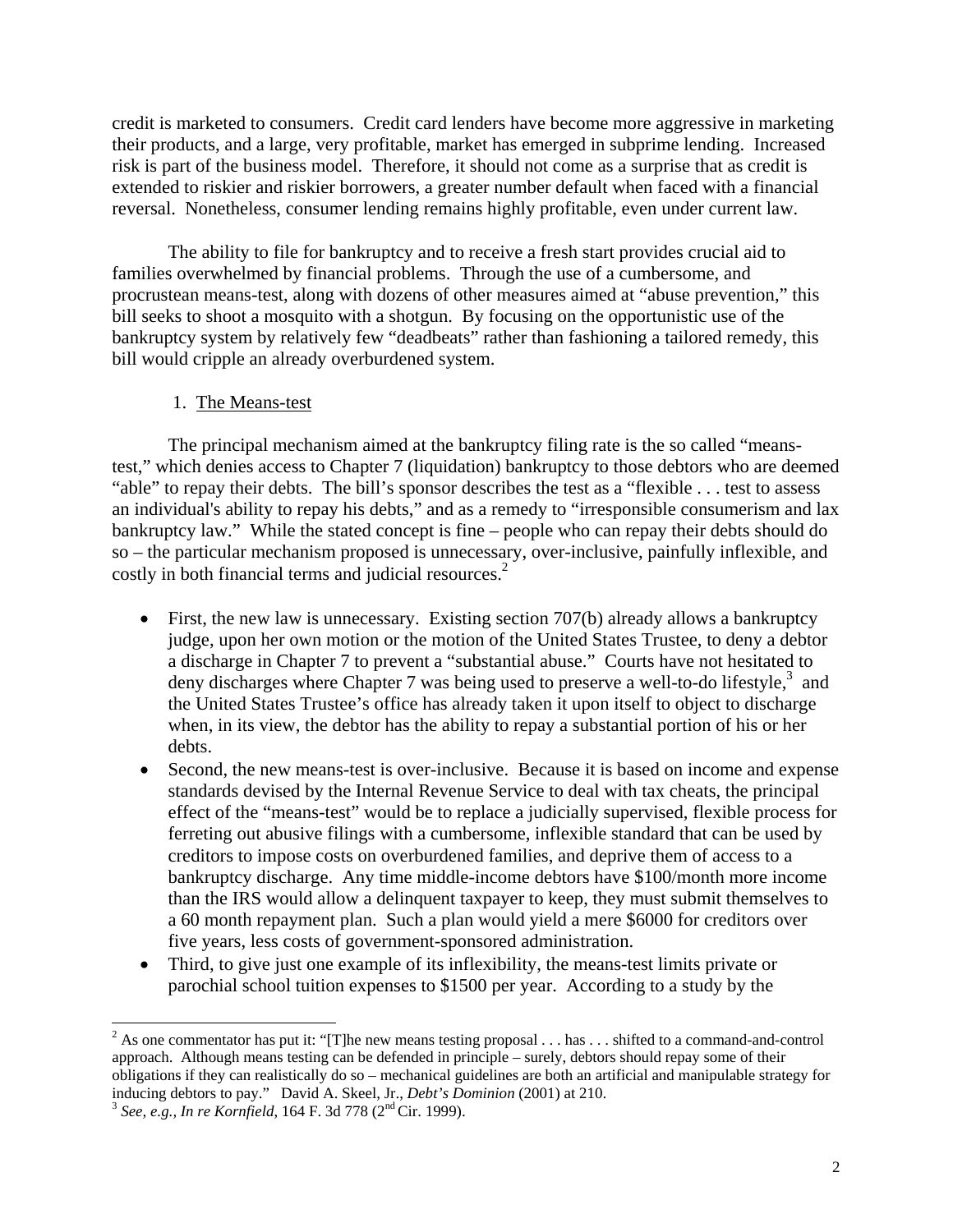credit is marketed to consumers. Credit card lenders have become more aggressive in marketing their products, and a large, very profitable, market has emerged in subprime lending. Increased risk is part of the business model. Therefore, it should not come as a surprise that as credit is extended to riskier and riskier borrowers, a greater number default when faced with a financial reversal. Nonetheless, consumer lending remains highly profitable, even under current law.

The ability to file for bankruptcy and to receive a fresh start provides crucial aid to families overwhelmed by financial problems. Through the use of a cumbersome, and procrustean means-test, along with dozens of other measures aimed at "abuse prevention," this bill seeks to shoot a mosquito with a shotgun. By focusing on the opportunistic use of the bankruptcy system by relatively few "deadbeats" rather than fashioning a tailored remedy, this bill would cripple an already overburdened system.

1. <u>The Means-test</u>

The principal mechanism aimed at the bankruptcy filing rate is the so called "means-test," which denies access to Chapter 7 (liquidation) bankruptcy to those debtors who are deemed "able" to repay their debts. The bill's sponsor describes the test as a "flexible . . . test to assess an individual's ability to repay his debts," and as a remedy to "irresponsible consumerism and lax bankruptcy law." While the stated concept is fine – people who can repay their debts should do so – the particular mechanism proposed is unnecessary, over-inclusive, painfully inflexible, and costly in both financial terms and judicial resources.[2]

- First, the new law is unnecessary. Existing section 707(b) already allows a bankruptcy judge, upon her own motion or the motion of the United States Trustee, to deny a debtor a discharge in Chapter 7 to prevent a "substantial abuse." Courts have not hesitated to deny discharges where Chapter 7 was being used to preserve a well-to-do lifestyle,[3] and the United States Trustee's office has already taken it upon itself to object to discharge when, in its view, the debtor has the ability to repay a substantial portion of his or her debts.
- Second, the new means-test is over-inclusive. Because it is based on income and expense standards devised by the Internal Revenue Service to deal with tax cheats, the principal effect of the "means-test" would be to replace a judicially supervised, flexible process for ferreting out abusive filings with a cumbersome, inflexible standard that can be used by creditors to impose costs on overburdened families, and deprive them of access to a bankruptcy discharge. Any time middle-income debtors have $100/month more income than the IRS would allow a delinquent taxpayer to keep, they must submit themselves to a 60 month repayment plan. Such a plan would yield a mere $6000 for creditors over five years, less costs of government-sponsored administration.
- Third, to give just one example of its inflexibility, the means-test limits private or parochial school tuition expenses to $1500 per year. According to a study by the

---

[2] As one commentator has put it: "[T]he new means testing proposal . . . has . . . shifted to a command-and-control approach. Although means testing can be defended in principle – surely, debtors should repay some of their obligations if they can realistically do so – mechanical guidelines are both an artificial and manipulable strategy for inducing debtors to pay." David A. Skeel, Jr., *Debt's Dominion* (2001) at 210.

[3] *See, e.g., In re Kornfield*, 164 F. 3d 778 (2nd Cir. 1999).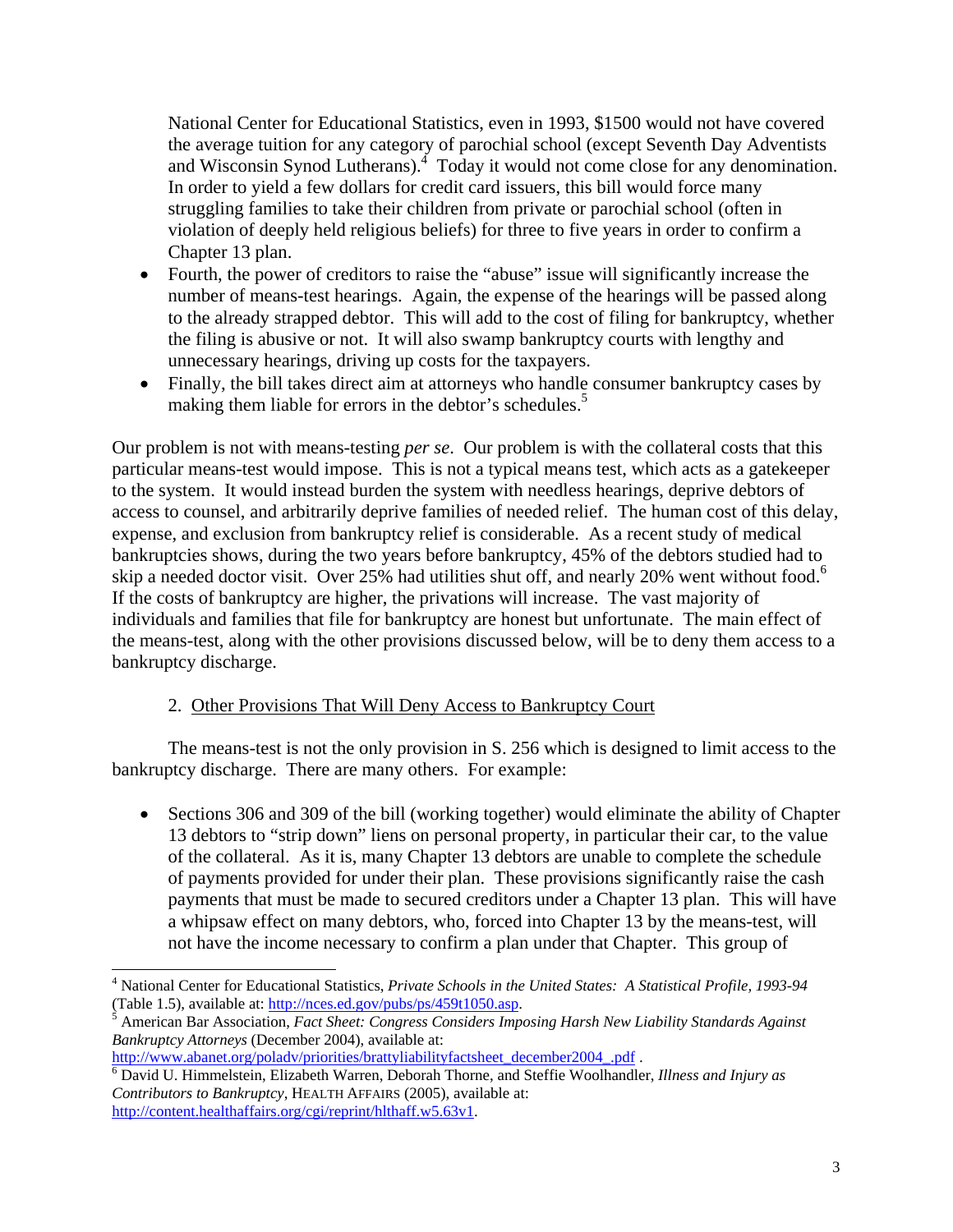National Center for Educational Statistics, even in 1993, $1500 would not have covered the average tuition for any category of parochial school (except Seventh Day Adventists and Wisconsin Synod Lutherans).[4] Today it would not come close for any denomination. In order to yield a few dollars for credit card issuers, this bill would force many struggling families to take their children from private or parochial school (often in violation of deeply held religious beliefs) for three to five years in order to confirm a Chapter 13 plan.

- Fourth, the power of creditors to raise the "abuse" issue will significantly increase the number of means-test hearings. Again, the expense of the hearings will be passed along to the already strapped debtor. This will add to the cost of filing for bankruptcy, whether the filing is abusive or not. It will also swamp bankruptcy courts with lengthy and unnecessary hearings, driving up costs for the taxpayers.
- Finally, the bill takes direct aim at attorneys who handle consumer bankruptcy cases by making them liable for errors in the debtor's schedules.[5]

Our problem is not with means-testing *per se*. Our problem is with the collateral costs that this particular means-test would impose. This is not a typical means test, which acts as a gatekeeper to the system. It would instead burden the system with needless hearings, deprive debtors of access to counsel, and arbitrarily deprive families of needed relief. The human cost of this delay, expense, and exclusion from bankruptcy relief is considerable. As a recent study of medical bankruptcies shows, during the two years before bankruptcy, 45% of the debtors studied had to skip a needed doctor visit. Over 25% had utilities shut off, and nearly 20% went without food.[6] If the costs of bankruptcy are higher, the privations will increase. The vast majority of individuals and families that file for bankruptcy are honest but unfortunate. The main effect of the means-test, along with the other provisions discussed below, will be to deny them access to a bankruptcy discharge.

## 2. Other Provisions That Will Deny Access to Bankruptcy Court

The means-test is not the only provision in S. 256 which is designed to limit access to the bankruptcy discharge. There are many others. For example:

- Sections 306 and 309 of the bill (working together) would eliminate the ability of Chapter 13 debtors to "strip down" liens on personal property, in particular their car, to the value of the collateral. As it is, many Chapter 13 debtors are unable to complete the schedule of payments provided for under their plan. These provisions significantly raise the cash payments that must be made to secured creditors under a Chapter 13 plan. This will have a whipsaw effect on many debtors, who, forced into Chapter 13 by the means-test, will not have the income necessary to confirm a plan under that Chapter. This group of

---

[4] National Center for Educational Statistics, *Private Schools in the United States: A Statistical Profile, 1993-94* (Table 1.5), available at: http://nces.ed.gov/pubs/ps/459t1050.asp.

[5] American Bar Association, *Fact Sheet: Congress Considers Imposing Harsh New Liability Standards Against Bankruptcy Attorneys* (December 2004), available at: http://www.abanet.org/poladv/priorities/brattyliabilityfactsheet_december2004_.pdf .

[6] David U. Himmelstein, Elizabeth Warren, Deborah Thorne, and Steffie Woolhandler, *Illness and Injury as Contributors to Bankruptcy*, HEALTH AFFAIRS (2005), available at: http://content.healthaffairs.org/cgi/reprint/hlthaff.w5.63v1.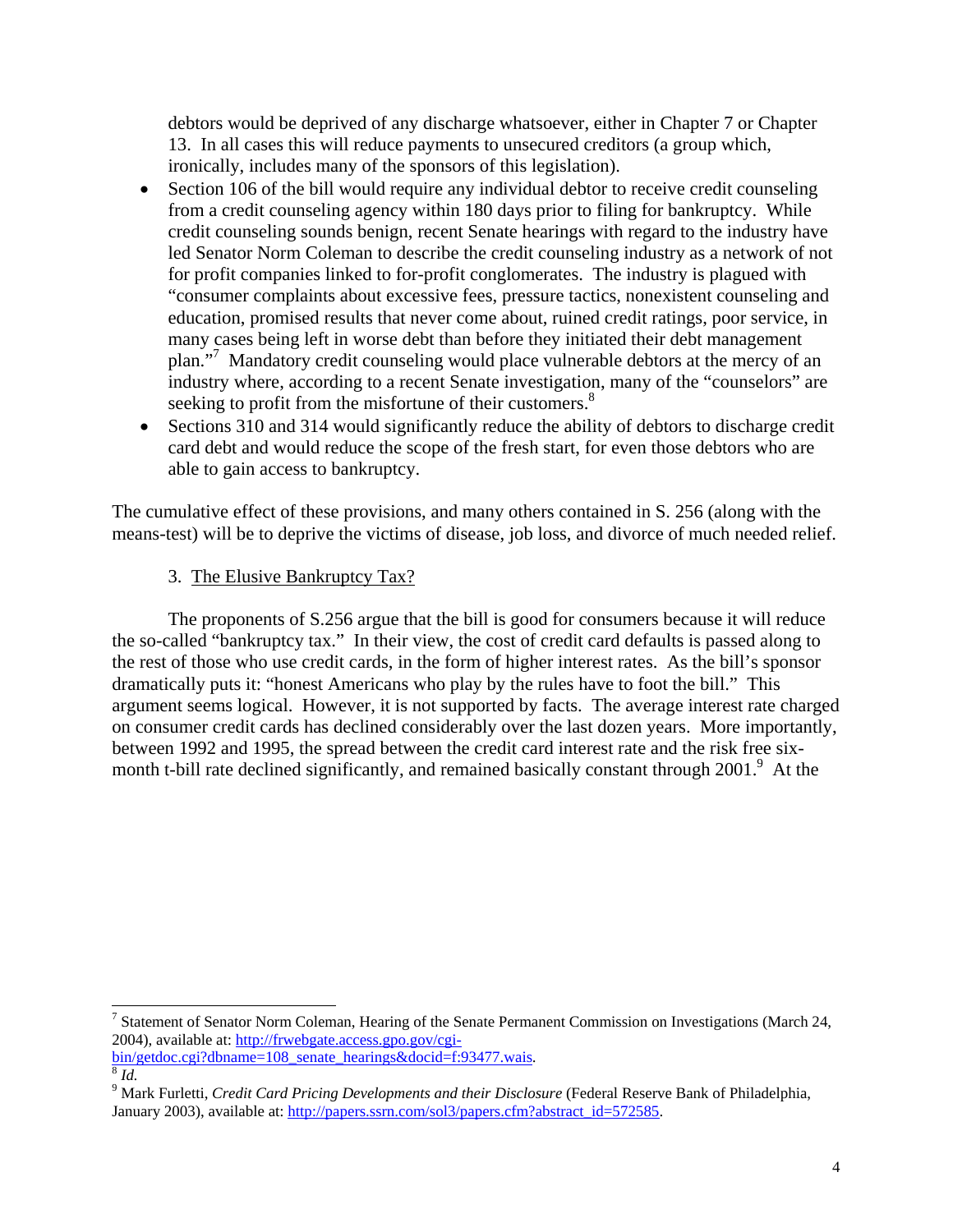debtors would be deprived of any discharge whatsoever, either in Chapter 7 or Chapter 13. In all cases this will reduce payments to unsecured creditors (a group which, ironically, includes many of the sponsors of this legislation).

- Section 106 of the bill would require any individual debtor to receive credit counseling from a credit counseling agency within 180 days prior to filing for bankruptcy. While credit counseling sounds benign, recent Senate hearings with regard to the industry have led Senator Norm Coleman to describe the credit counseling industry as a network of not for profit companies linked to for-profit conglomerates. The industry is plagued with "consumer complaints about excessive fees, pressure tactics, nonexistent counseling and education, promised results that never come about, ruined credit ratings, poor service, in many cases being left in worse debt than before they initiated their debt management plan."[7] Mandatory credit counseling would place vulnerable debtors at the mercy of an industry where, according to a recent Senate investigation, many of the "counselors" are seeking to profit from the misfortune of their customers.[8]
- Sections 310 and 314 would significantly reduce the ability of debtors to discharge credit card debt and would reduce the scope of the fresh start, for even those debtors who are able to gain access to bankruptcy.

The cumulative effect of these provisions, and many others contained in S. 256 (along with the means-test) will be to deprive the victims of disease, job loss, and divorce of much needed relief.

### 3. The Elusive Bankruptcy Tax?

The proponents of S.256 argue that the bill is good for consumers because it will reduce the so-called "bankruptcy tax." In their view, the cost of credit card defaults is passed along to the rest of those who use credit cards, in the form of higher interest rates. As the bill's sponsor dramatically puts it: "honest Americans who play by the rules have to foot the bill." This argument seems logical. However, it is not supported by facts. The average interest rate charged on consumer credit cards has declined considerably over the last dozen years. More importantly, between 1992 and 1995, the spread between the credit card interest rate and the risk free six-month t-bill rate declined significantly, and remained basically constant through 2001.[9] At the

---

[7] Statement of Senator Norm Coleman, Hearing of the Senate Permanent Commission on Investigations (March 24, 2004), available at: http://frwebgate.access.gpo.gov/cgi-bin/getdoc.cgi?dbname=108_senate_hearings&docid=f:93477.wais.

[8] *Id.*

[9] Mark Furletti, *Credit Card Pricing Developments and their Disclosure* (Federal Reserve Bank of Philadelphia, January 2003), available at: http://papers.ssrn.com/sol3/papers.cfm?abstract_id=572585.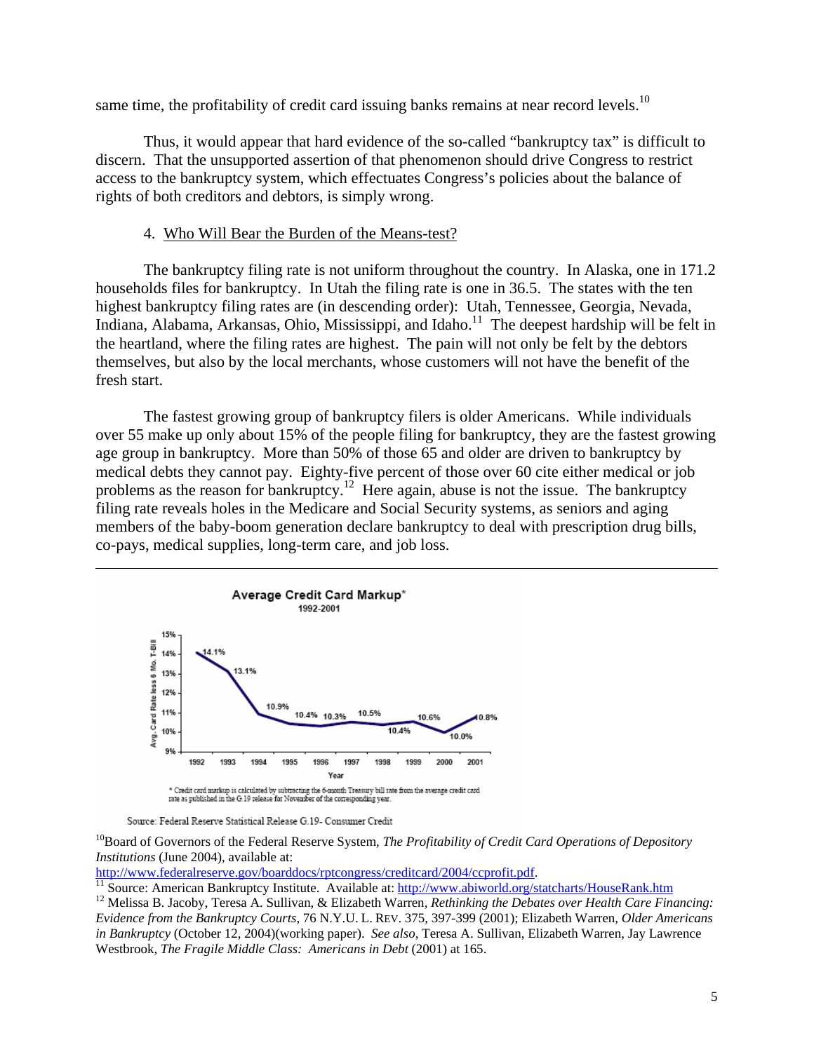same time, the profitability of credit card issuing banks remains at near record levels.[10]

Thus, it would appear that hard evidence of the so-called "bankruptcy tax" is difficult to discern. That the unsupported assertion of that phenomenon should drive Congress to restrict access to the bankruptcy system, which effectuates Congress's policies about the balance of rights of both creditors and debtors, is simply wrong.

4. Who Will Bear the Burden of the Means-test?

The bankruptcy filing rate is not uniform throughout the country. In Alaska, one in 171.2 households files for bankruptcy. In Utah the filing rate is one in 36.5. The states with the ten highest bankruptcy filing rates are (in descending order): Utah, Tennessee, Georgia, Nevada, Indiana, Alabama, Arkansas, Ohio, Mississippi, and Idaho.[11] The deepest hardship will be felt in the heartland, where the filing rates are highest. The pain will not only be felt by the debtors themselves, but also by the local merchants, whose customers will not have the benefit of the fresh start.

The fastest growing group of bankruptcy filers is older Americans. While individuals over 55 make up only about 15% of the people filing for bankruptcy, they are the fastest growing age group in bankruptcy. More than 50% of those 65 and older are driven to bankruptcy by medical debts they cannot pay. Eighty-five percent of those over 60 cite either medical or job problems as the reason for bankruptcy.[12] Here again, abuse is not the issue. The bankruptcy filing rate reveals holes in the Medicare and Social Security systems, as seniors and aging members of the baby-boom generation declare bankruptcy to deal with prescription drug bills, co-pays, medical supplies, long-term care, and job loss.

---

**Average Credit Card Markup***
1992-2001

| Year | 1992 | 1993 | 1994 | 1995 | 1996 | 1997 | 1998 | 1999 | 2000 | 2001 |
|---|---|---|---|---|---|---|---|---|---|---|
| Avg. Card Rate less 6 Mo. T-Bill | 14.1% | 13.1% | 10.9% | 10.4% | 10.3% | 10.5% | 10.4% | 10.6% | 10.0% | 10.8% |

\* Credit card markup is calculated by subtracting the 6-month Treasury bill rate from the average credit card rate as published in the G.19 release for November of the corresponding year.

Source: Federal Reserve Statistical Release G.19- Consumer Credit

[10] Board of Governors of the Federal Reserve System, *The Profitability of Credit Card Operations of Depository Institutions* (June 2004), available at: http://www.federalreserve.gov/boarddocs/rptcongress/creditcard/2004/ccprofit.pdf.

[11] Source: American Bankruptcy Institute. Available at: http://www.abiworld.org/statcharts/HouseRank.htm

[12] Melissa B. Jacoby, Teresa A. Sullivan, & Elizabeth Warren, *Rethinking the Debates over Health Care Financing: Evidence from the Bankruptcy Courts*, 76 N.Y.U. L. REV. 375, 397-399 (2001); Elizabeth Warren, *Older Americans in Bankruptcy* (October 12, 2004)(working paper). *See also*, Teresa A. Sullivan, Elizabeth Warren, Jay Lawrence Westbrook, *The Fragile Middle Class: Americans in Debt* (2001) at 165.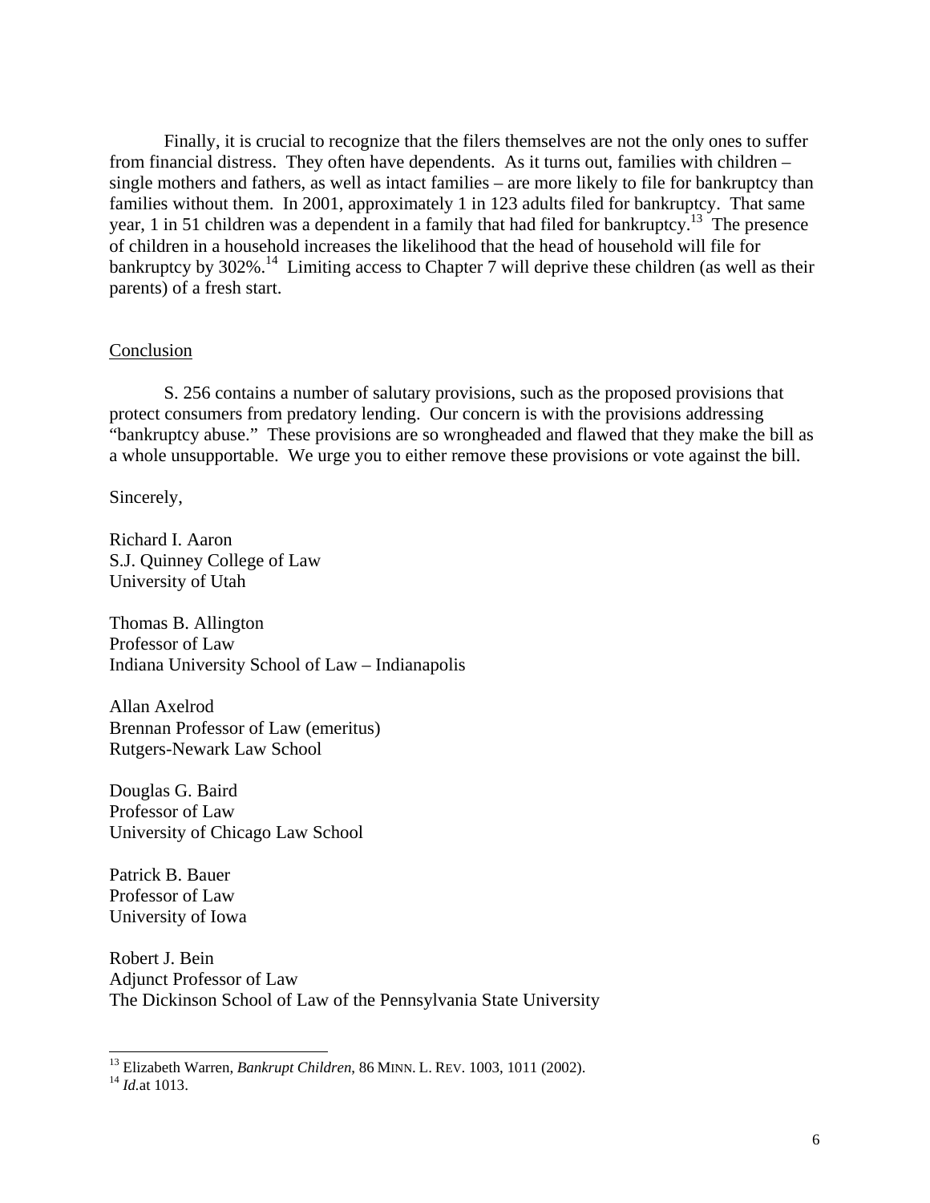Finally, it is crucial to recognize that the filers themselves are not the only ones to suffer from financial distress. They often have dependents. As it turns out, families with children – single mothers and fathers, as well as intact families – are more likely to file for bankruptcy than families without them. In 2001, approximately 1 in 123 adults filed for bankruptcy. That same year, 1 in 51 children was a dependent in a family that had filed for bankruptcy.[13] The presence of children in a household increases the likelihood that the head of household will file for bankruptcy by 302%.[14] Limiting access to Chapter 7 will deprive these children (as well as their parents) of a fresh start.

## Conclusion

S. 256 contains a number of salutary provisions, such as the proposed provisions that protect consumers from predatory lending. Our concern is with the provisions addressing "bankruptcy abuse." These provisions are so wrongheaded and flawed that they make the bill as a whole unsupportable. We urge you to either remove these provisions or vote against the bill.

Sincerely,

Richard I. Aaron
S.J. Quinney College of Law
University of Utah

Thomas B. Allington
Professor of Law
Indiana University School of Law – Indianapolis

Allan Axelrod
Brennan Professor of Law (emeritus)
Rutgers-Newark Law School

Douglas G. Baird
Professor of Law
University of Chicago Law School

Patrick B. Bauer
Professor of Law
University of Iowa

Robert J. Bein
Adjunct Professor of Law
The Dickinson School of Law of the Pennsylvania State University

---

[13] Elizabeth Warren, *Bankrupt Children*, 86 MINN. L. REV. 1003, 1011 (2002).

[14] *Id.*at 1013.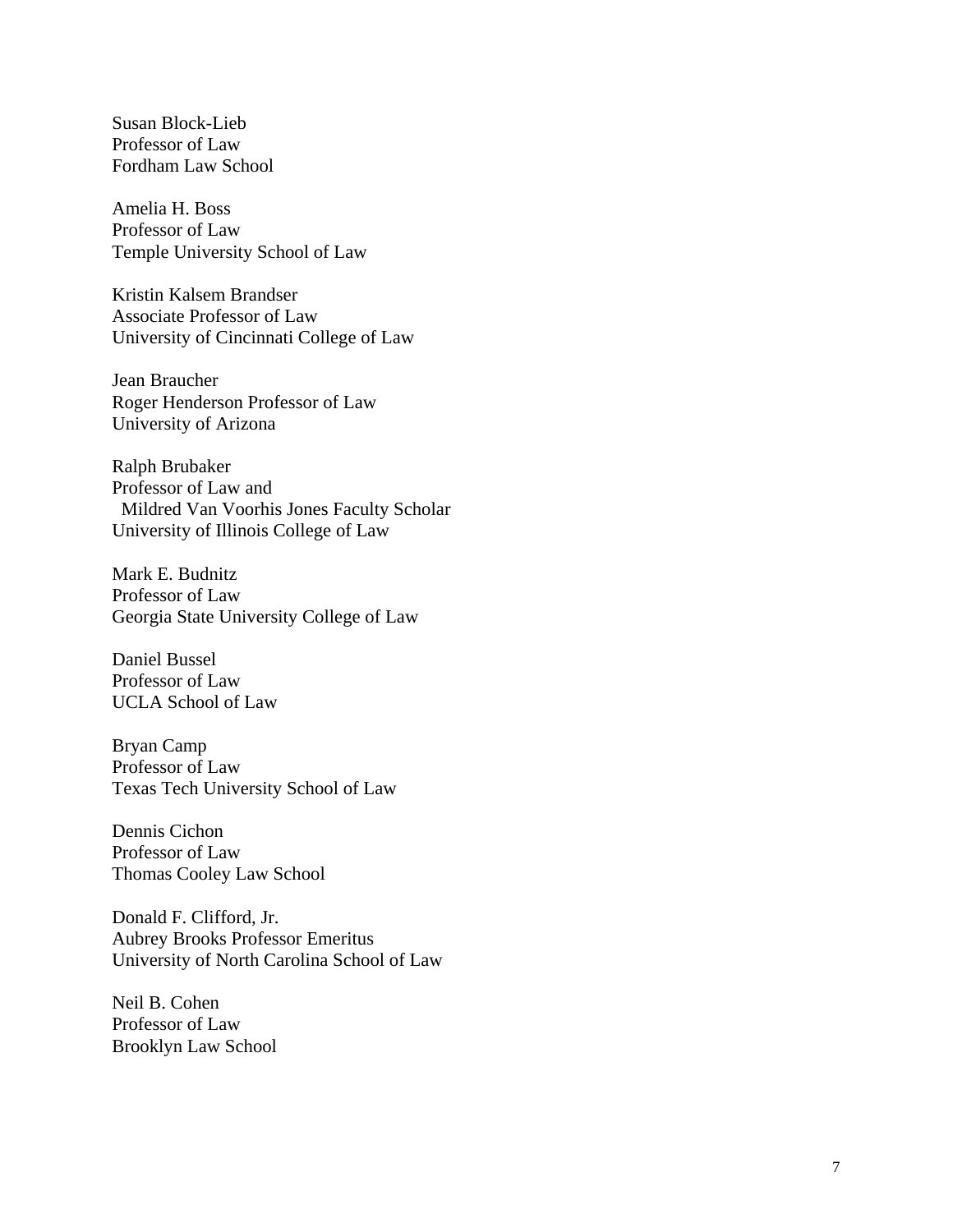Susan Block-Lieb
Professor of Law
Fordham Law School

Amelia H. Boss
Professor of Law
Temple University School of Law

Kristin Kalsem Brandser
Associate Professor of Law
University of Cincinnati College of Law

Jean Braucher
Roger Henderson Professor of Law
University of Arizona

Ralph Brubaker
Professor of Law and
Mildred Van Voorhis Jones Faculty Scholar
University of Illinois College of Law

Mark E. Budnitz
Professor of Law
Georgia State University College of Law

Daniel Bussel
Professor of Law
UCLA School of Law

Bryan Camp
Professor of Law
Texas Tech University School of Law

Dennis Cichon
Professor of Law
Thomas Cooley Law School

Donald F. Clifford, Jr.
Aubrey Brooks Professor Emeritus
University of North Carolina School of Law

Neil B. Cohen
Professor of Law
Brooklyn Law School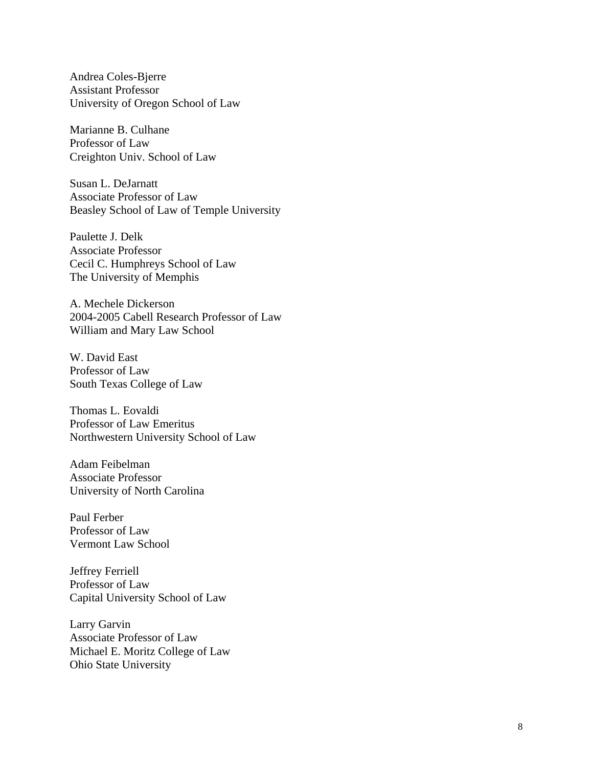Andrea Coles-Bjerre
Assistant Professor
University of Oregon School of Law

Marianne B. Culhane
Professor of Law
Creighton Univ. School of Law

Susan L. DeJarnatt
Associate Professor of Law
Beasley School of Law of Temple University

Paulette J. Delk
Associate Professor
Cecil C. Humphreys School of Law
The University of Memphis

A. Mechele Dickerson
2004-2005 Cabell Research Professor of Law
William and Mary Law School

W. David East
Professor of Law
South Texas College of Law

Thomas L. Eovaldi
Professor of Law Emeritus
Northwestern University School of Law

Adam Feibelman
Associate Professor
University of North Carolina

Paul Ferber
Professor of Law
Vermont Law School

Jeffrey Ferriell
Professor of Law
Capital University School of Law

Larry Garvin
Associate Professor of Law
Michael E. Moritz College of Law
Ohio State University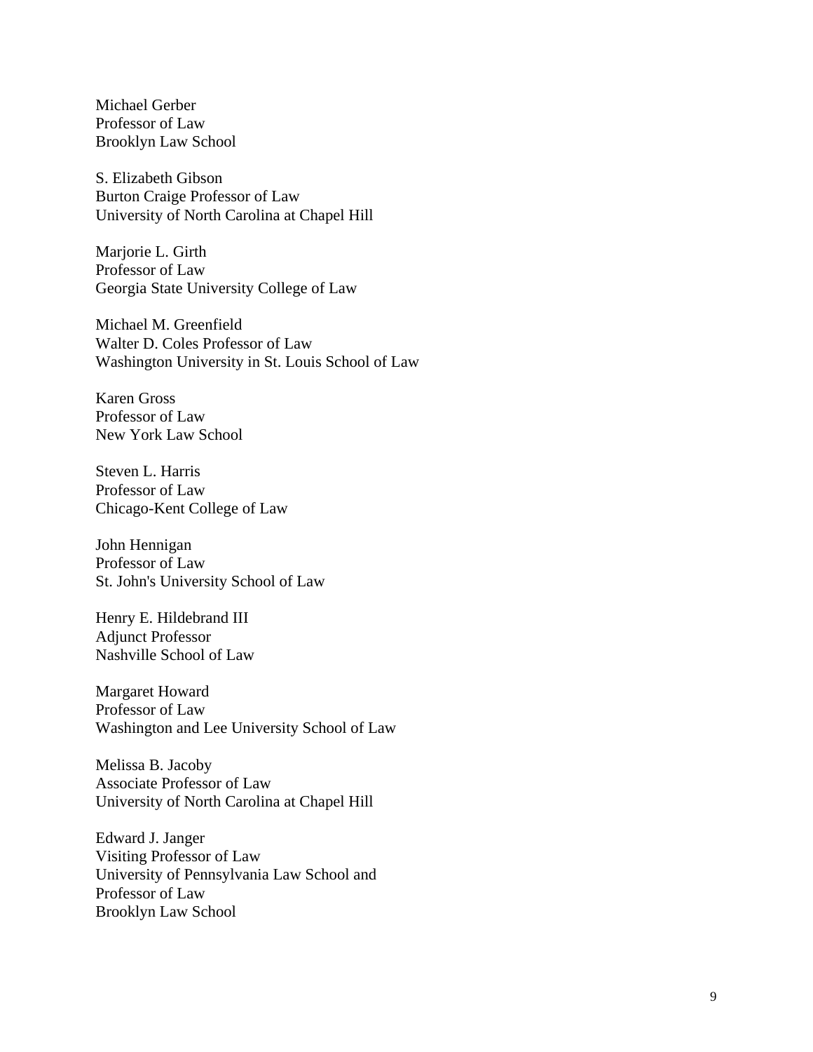Michael Gerber
Professor of Law
Brooklyn Law School

S. Elizabeth Gibson
Burton Craige Professor of Law
University of North Carolina at Chapel Hill

Marjorie L. Girth
Professor of Law
Georgia State University College of Law

Michael M. Greenfield
Walter D. Coles Professor of Law
Washington University in St. Louis School of Law

Karen Gross
Professor of Law
New York Law School

Steven L. Harris
Professor of Law
Chicago-Kent College of Law

John Hennigan
Professor of Law
St. John's University School of Law

Henry E. Hildebrand III
Adjunct Professor
Nashville School of Law

Margaret Howard
Professor of Law
Washington and Lee University School of Law

Melissa B. Jacoby
Associate Professor of Law
University of North Carolina at Chapel Hill

Edward J. Janger
Visiting Professor of Law
University of Pennsylvania Law School and
Professor of Law
Brooklyn Law School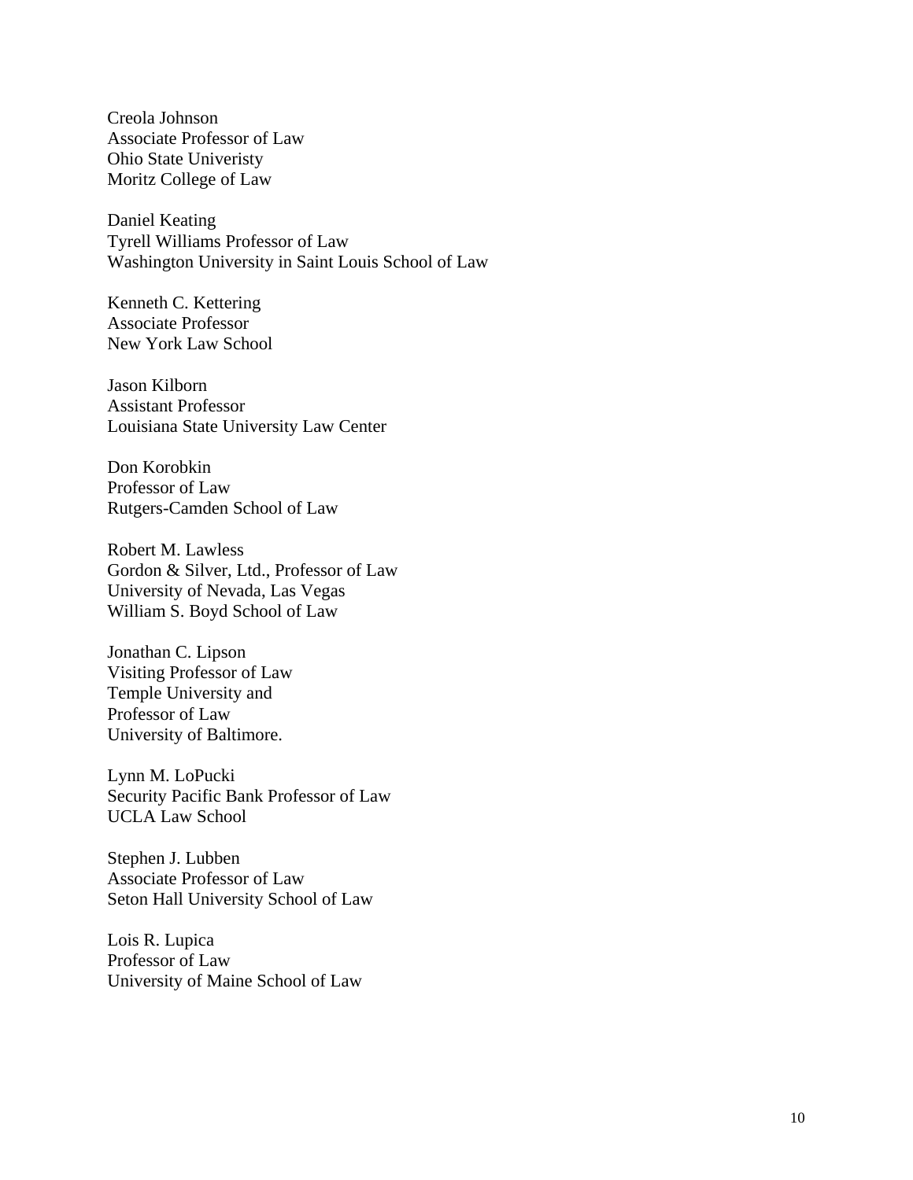Creola Johnson
Associate Professor of Law
Ohio State Univeristy
Moritz College of Law

Daniel Keating
Tyrell Williams Professor of Law
Washington University in Saint Louis School of Law

Kenneth C. Kettering
Associate Professor
New York Law School

Jason Kilborn
Assistant Professor
Louisiana State University Law Center

Don Korobkin
Professor of Law
Rutgers-Camden School of Law

Robert M. Lawless
Gordon & Silver, Ltd., Professor of Law
University of Nevada, Las Vegas
William S. Boyd School of Law

Jonathan C. Lipson
Visiting Professor of Law
Temple University and
Professor of Law
University of Baltimore.

Lynn M. LoPucki
Security Pacific Bank Professor of Law
UCLA Law School

Stephen J. Lubben
Associate Professor of Law
Seton Hall University School of Law

Lois R. Lupica
Professor of Law
University of Maine School of Law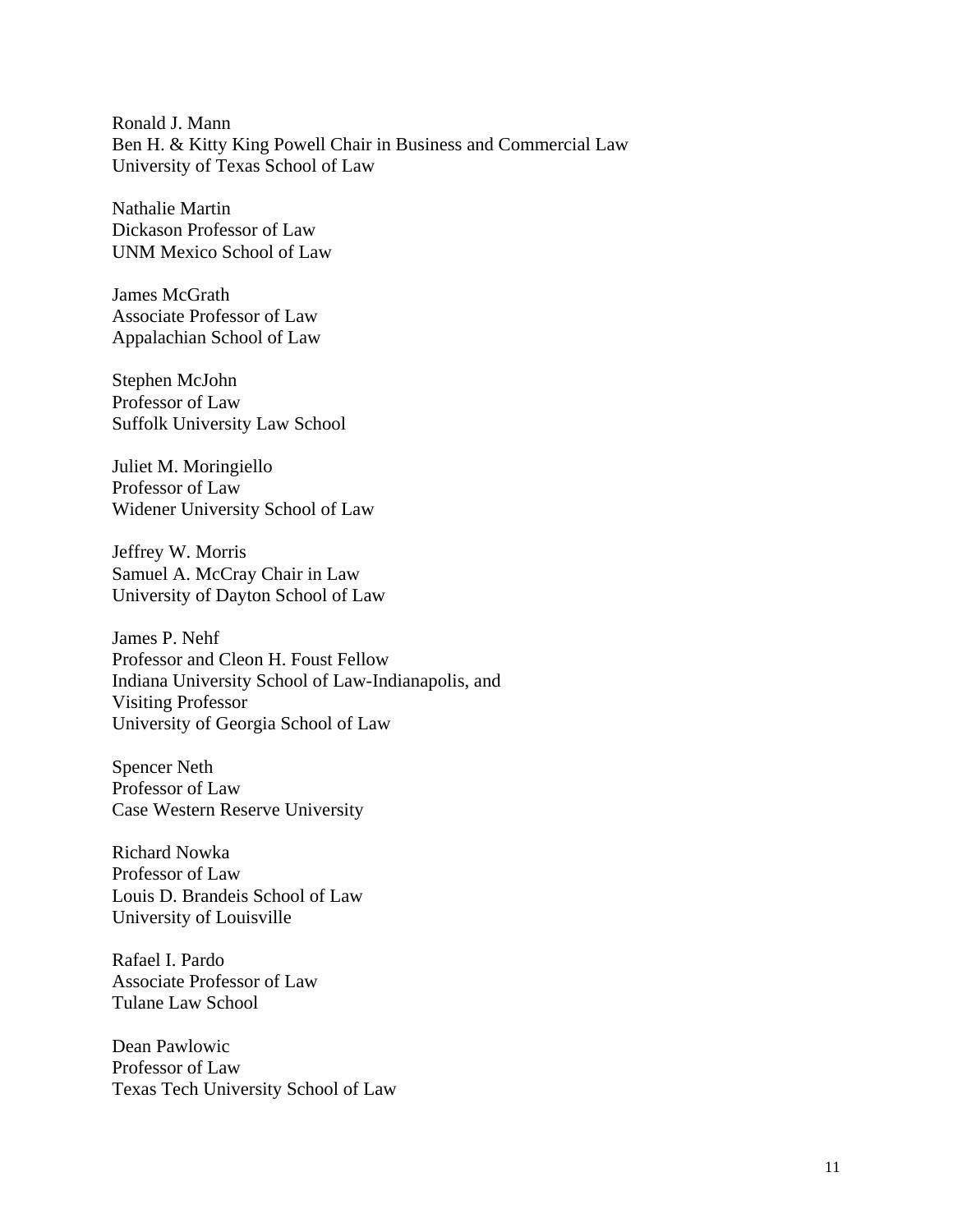Ronald J. Mann  
Ben H. & Kitty King Powell Chair in Business and Commercial Law  
University of Texas School of Law

Nathalie Martin  
Dickason Professor of Law  
UNM Mexico School of Law

James McGrath  
Associate Professor of Law  
Appalachian School of Law

Stephen McJohn  
Professor of Law  
Suffolk University Law School

Juliet M. Moringiello  
Professor of Law  
Widener University School of Law

Jeffrey W. Morris  
Samuel A. McCray Chair in Law  
University of Dayton School of Law

James P. Nehf  
Professor and Cleon H. Foust Fellow  
Indiana University School of Law-Indianapolis, and  
Visiting Professor  
University of Georgia School of Law

Spencer Neth  
Professor of Law  
Case Western Reserve University

Richard Nowka  
Professor of Law  
Louis D. Brandeis School of Law  
University of Louisville

Rafael I. Pardo  
Associate Professor of Law  
Tulane Law School

Dean Pawlowic  
Professor of Law  
Texas Tech University School of Law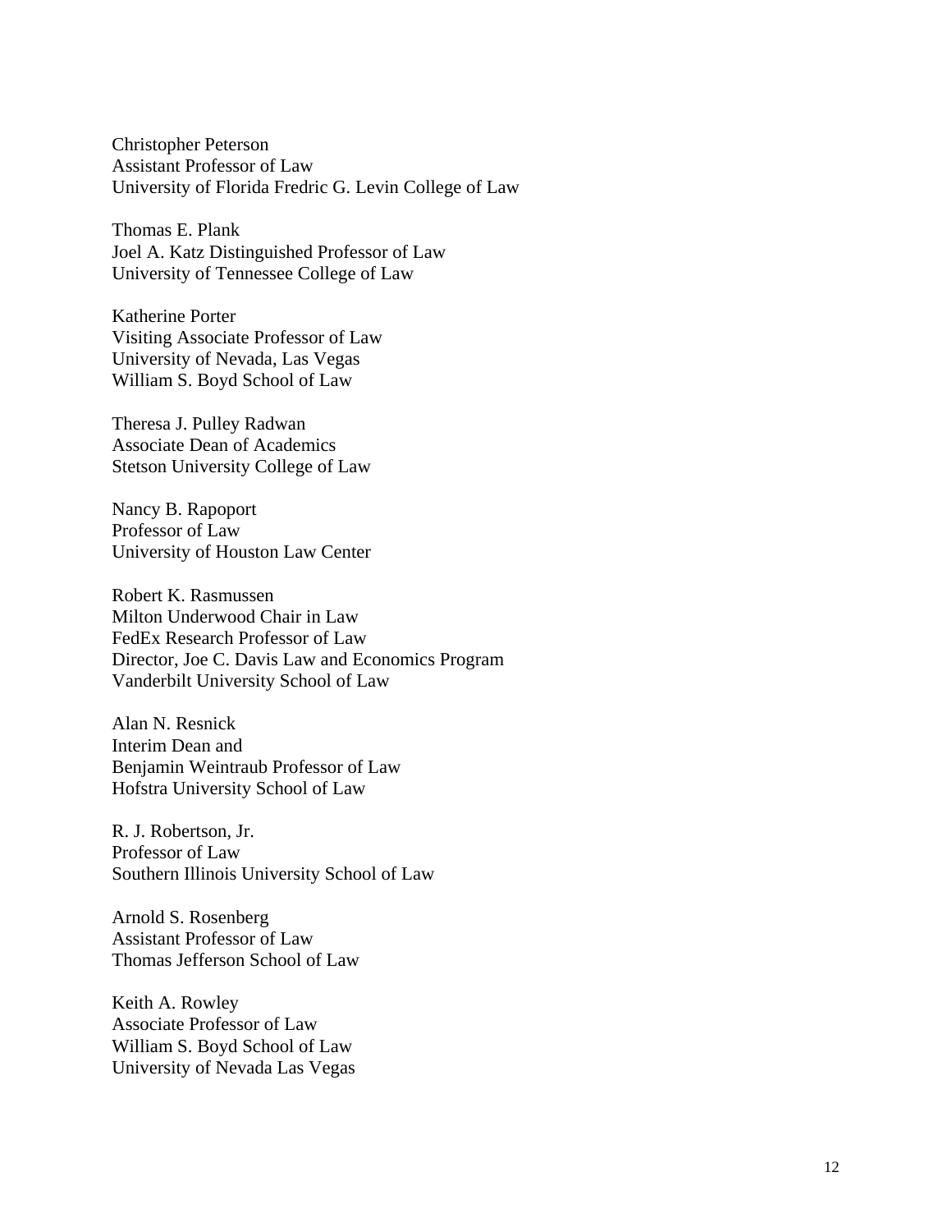Christopher Peterson
Assistant Professor of Law
University of Florida Fredric G. Levin College of Law

Thomas E. Plank
Joel A. Katz Distinguished Professor of Law
University of Tennessee College of Law

Katherine Porter
Visiting Associate Professor of Law
University of Nevada, Las Vegas
William S. Boyd School of Law

Theresa J. Pulley Radwan
Associate Dean of Academics
Stetson University College of Law

Nancy B. Rapoport
Professor of Law
University of Houston Law Center

Robert K. Rasmussen
Milton Underwood Chair in Law
FedEx Research Professor of Law
Director, Joe C. Davis Law and Economics Program
Vanderbilt University School of Law

Alan N. Resnick
Interim Dean and
Benjamin Weintraub Professor of Law
Hofstra University School of Law

R. J. Robertson, Jr.
Professor of Law
Southern Illinois University School of Law

Arnold S. Rosenberg
Assistant Professor of Law
Thomas Jefferson School of Law

Keith A. Rowley
Associate Professor of Law
William S. Boyd School of Law
University of Nevada Las Vegas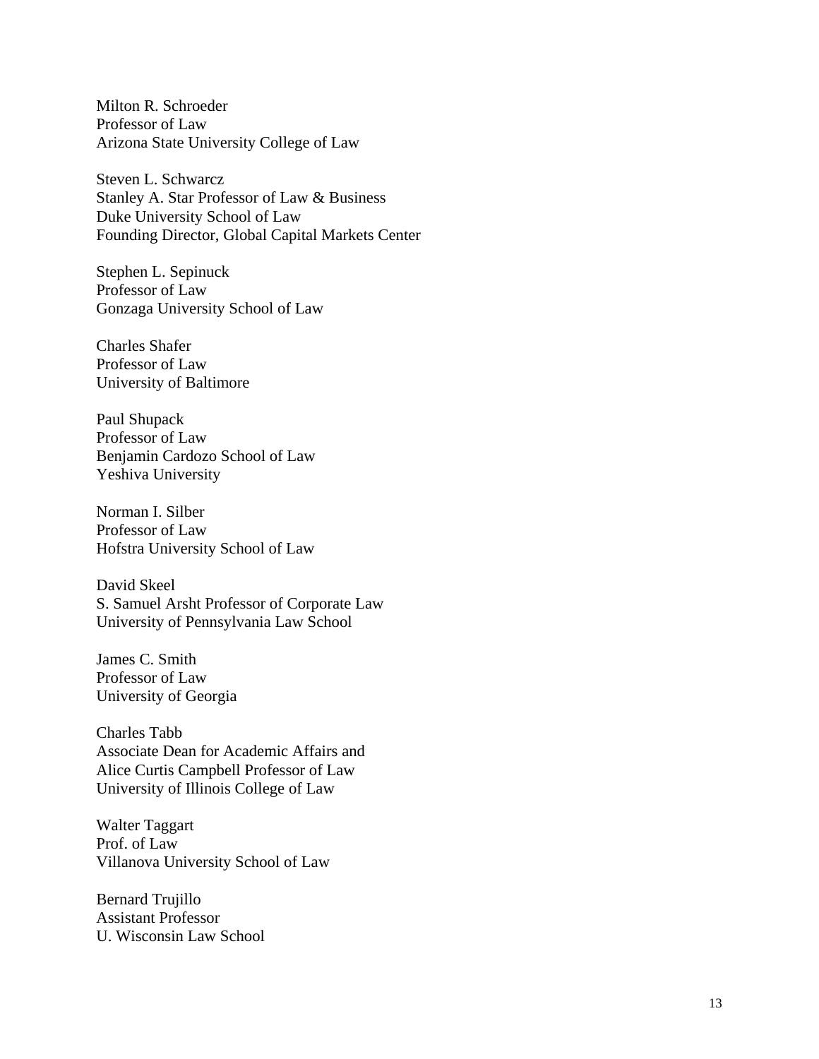Milton R. Schroeder
Professor of Law
Arizona State University College of Law

Steven L. Schwarcz
Stanley A. Star Professor of Law & Business
Duke University School of Law
Founding Director, Global Capital Markets Center

Stephen L. Sepinuck
Professor of Law
Gonzaga University School of Law

Charles Shafer
Professor of Law
University of Baltimore

Paul Shupack
Professor of Law
Benjamin Cardozo School of Law
Yeshiva University

Norman I. Silber
Professor of Law
Hofstra University School of Law

David Skeel
S. Samuel Arsht Professor of Corporate Law
University of Pennsylvania Law School

James C. Smith
Professor of Law
University of Georgia

Charles Tabb
Associate Dean for Academic Affairs and
Alice Curtis Campbell Professor of Law
University of Illinois College of Law

Walter Taggart
Prof. of Law
Villanova University School of Law

Bernard Trujillo
Assistant Professor
U. Wisconsin Law School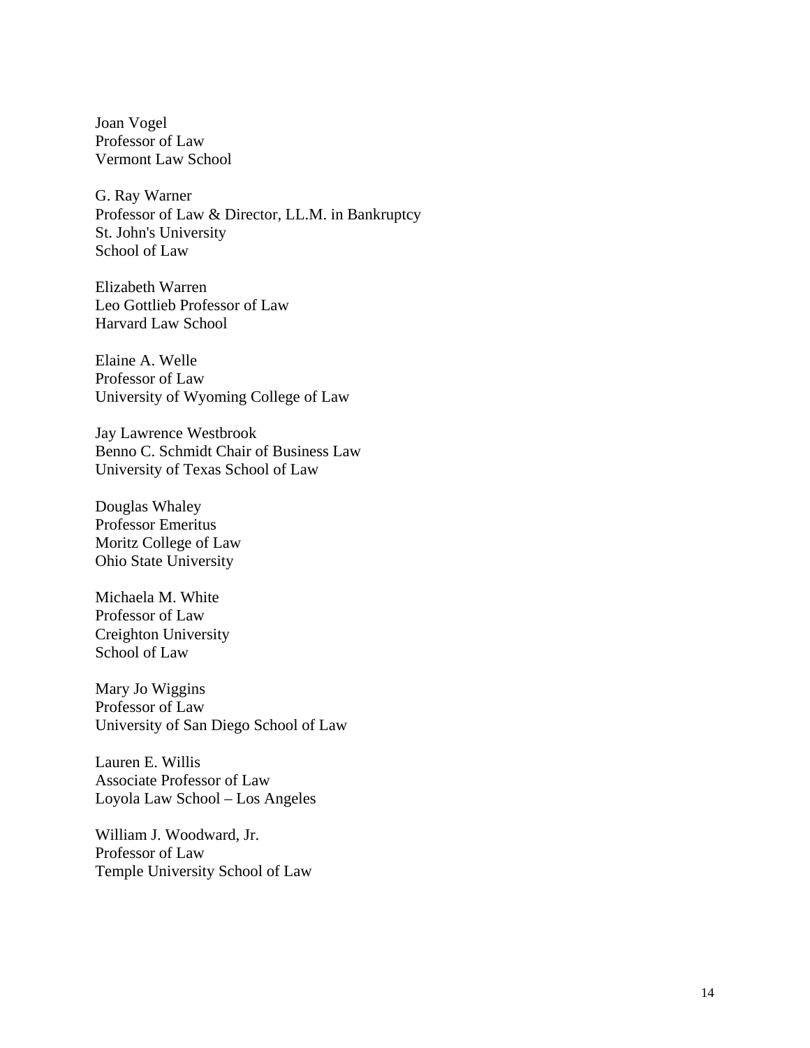Joan Vogel
Professor of Law
Vermont Law School

G. Ray Warner
Professor of Law & Director, LL.M. in Bankruptcy
St. John's University
School of Law

Elizabeth Warren
Leo Gottlieb Professor of Law
Harvard Law School

Elaine A. Welle
Professor of Law
University of Wyoming College of Law

Jay Lawrence Westbrook
Benno C. Schmidt Chair of Business Law
University of Texas School of Law

Douglas Whaley
Professor Emeritus
Moritz College of Law
Ohio State University

Michaela M. White
Professor of Law
Creighton University
School of Law

Mary Jo Wiggins
Professor of Law
University of San Diego School of Law

Lauren E. Willis
Associate Professor of Law
Loyola Law School – Los Angeles

William J. Woodward, Jr.
Professor of Law
Temple University School of Law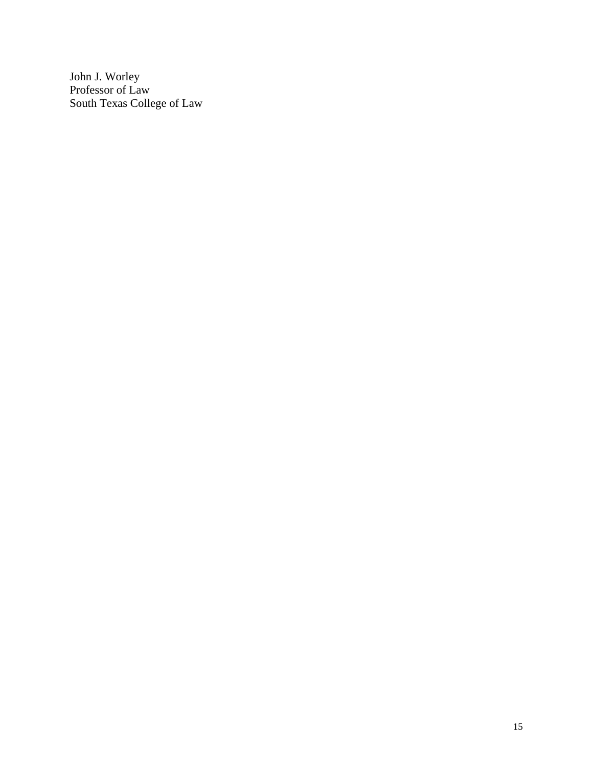John J. Worley
Professor of Law
South Texas College of Law